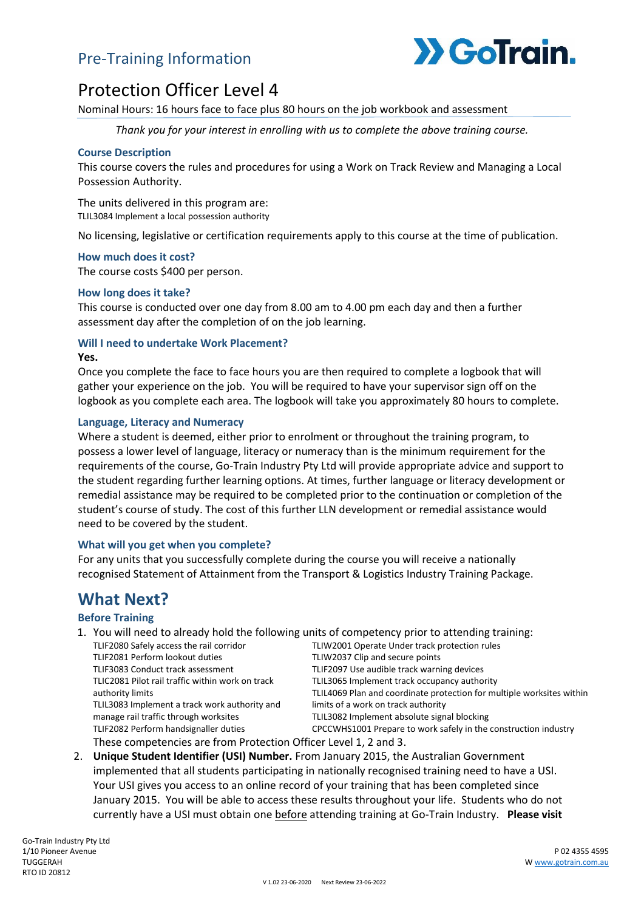Pre-Training Information

# Protection Officer Level 4

Nominal Hours: 16 hours face to face plus 80 hours on the job workbook and assessment

*Thank you for your interest in enrolling with us to complete the above training course.*

### Course Description

This course covers the rules and procedures for using a Work on Track Review and Managing a Local Possession Authority.

The units delivered in this program are:
TLIL3084 Implement a local possession authority

No licensing, legislative or certification requirements apply to this course at the time of publication.

### How much does it cost?

The course costs $400 per person.

### How long does it take?

This course is conducted over one day from 8.00 am to 4.00 pm each day and then a further assessment day after the completion of on the job learning.

### Will I need to undertake Work Placement?

**Yes.**

Once you complete the face to face hours you are then required to complete a logbook that will gather your experience on the job. You will be required to have your supervisor sign off on the logbook as you complete each area. The logbook will take you approximately 80 hours to complete.

### Language, Literacy and Numeracy

Where a student is deemed, either prior to enrolment or throughout the training program, to possess a lower level of language, literacy or numeracy than is the minimum requirement for the requirements of the course, Go-Train Industry Pty Ltd will provide appropriate advice and support to the student regarding further learning options. At times, further language or literacy development or remedial assistance may be required to be completed prior to the continuation or completion of the student's course of study. The cost of this further LLN development or remedial assistance would need to be covered by the student.

### What will you get when you complete?

For any units that you successfully complete during the course you will receive a nationally recognised Statement of Attainment from the Transport & Logistics Industry Training Package.

## What Next?

### Before Training

1. You will need to already hold the following units of competency prior to attending training:
   - TLIF2080 Safely access the rail corridor
   - TLIF2081 Perform lookout duties
   - TLIF3083 Conduct track assessment
   - TLIC2081 Pilot rail traffic within work on track authority limits
   - TLIL3083 Implement a track work authority and manage rail traffic through worksites
   - TLIF2082 Perform handsignaller duties
   - TLIW2001 Operate Under track protection rules
   - TLIW2037 Clip and secure points
   - TLIF2097 Use audible track warning devices
   - TLIL3065 Implement track occupancy authority
   - TLIL4069 Plan and coordinate protection for multiple worksites within limits of a work on track authority
   - TLIL3082 Implement absolute signal blocking
   - CPCCWHS1001 Prepare to work safely in the construction industry

   These competencies are from Protection Officer Level 1, 2 and 3.
2. **Unique Student Identifier (USI) Number.** From January 2015, the Australian Government implemented that all students participating in nationally recognised training need to have a USI. Your USI gives you access to an online record of your training that has been completed since January 2015. You will be able to access these results throughout your life. Students who do not currently have a USI must obtain one before attending training at Go-Train Industry. **Please visit**

Go-Train Industry Pty Ltd
1/10 Pioneer Avenue
TUGGERAH
RTO ID 20812

P 02 4355 4595
W www.gotrain.com.au

V 1.02 23-06-2020 Next Review 23-06-2022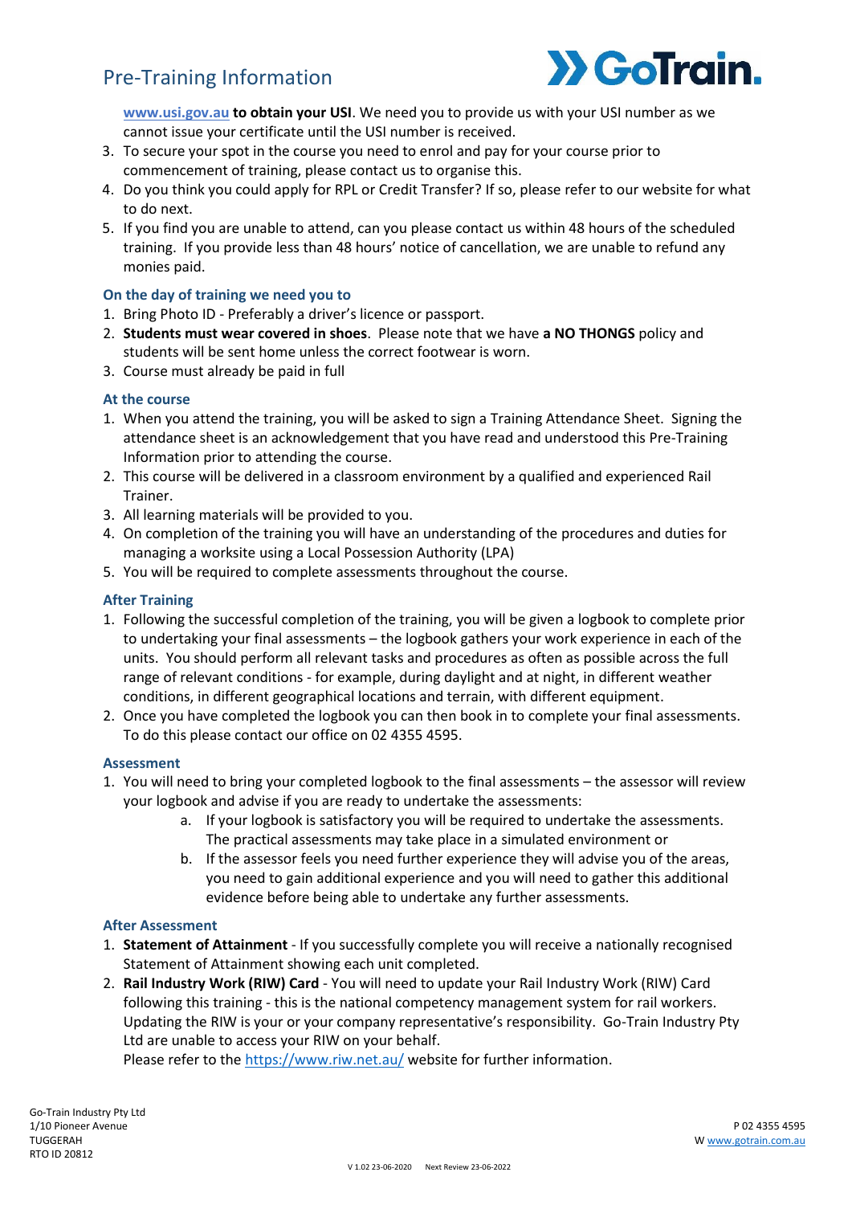**www.usi.gov.au to obtain your USI**. We need you to provide us with your USI number as we cannot issue your certificate until the USI number is received.

3. To secure your spot in the course you need to enrol and pay for your course prior to commencement of training, please contact us to organise this.
4. Do you think you could apply for RPL or Credit Transfer? If so, please refer to our website for what to do next.
5. If you find you are unable to attend, can you please contact us within 48 hours of the scheduled training. If you provide less than 48 hours' notice of cancellation, we are unable to refund any monies paid.

### On the day of training we need you to

1. Bring Photo ID - Preferably a driver's licence or passport.
2. **Students must wear covered in shoes**. Please note that we have **a NO THONGS** policy and students will be sent home unless the correct footwear is worn.
3. Course must already be paid in full

### At the course

1. When you attend the training, you will be asked to sign a Training Attendance Sheet. Signing the attendance sheet is an acknowledgement that you have read and understood this Pre-Training Information prior to attending the course.
2. This course will be delivered in a classroom environment by a qualified and experienced Rail Trainer.
3. All learning materials will be provided to you.
4. On completion of the training you will have an understanding of the procedures and duties for managing a worksite using a Local Possession Authority (LPA)
5. You will be required to complete assessments throughout the course.

### After Training

1. Following the successful completion of the training, you will be given a logbook to complete prior to undertaking your final assessments – the logbook gathers your work experience in each of the units. You should perform all relevant tasks and procedures as often as possible across the full range of relevant conditions - for example, during daylight and at night, in different weather conditions, in different geographical locations and terrain, with different equipment.
2. Once you have completed the logbook you can then book in to complete your final assessments. To do this please contact our office on 02 4355 4595.

### Assessment

1. You will need to bring your completed logbook to the final assessments – the assessor will review your logbook and advise if you are ready to undertake the assessments:
   a. If your logbook is satisfactory you will be required to undertake the assessments. The practical assessments may take place in a simulated environment or
   b. If the assessor feels you need further experience they will advise you of the areas, you need to gain additional experience and you will need to gather this additional evidence before being able to undertake any further assessments.

### After Assessment

1. **Statement of Attainment** - If you successfully complete you will receive a nationally recognised Statement of Attainment showing each unit completed.
2. **Rail Industry Work (RIW) Card** - You will need to update your Rail Industry Work (RIW) Card following this training - this is the national competency management system for rail workers. Updating the RIW is your or your company representative's responsibility. Go-Train Industry Pty Ltd are unable to access your RIW on your behalf.
   Please refer to the https://www.riw.net.au/ website for further information.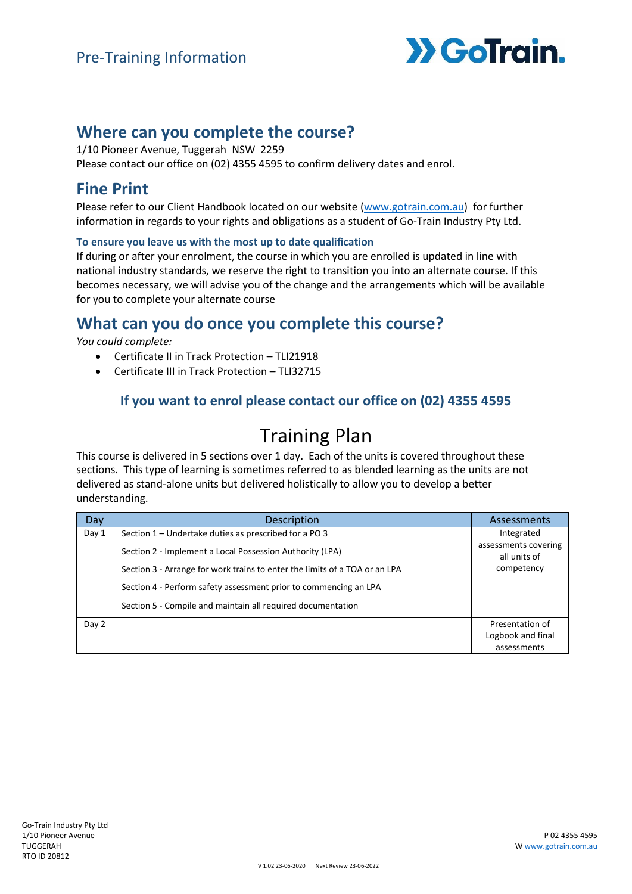## Where can you complete the course?

1/10 Pioneer Avenue, Tuggerah NSW 2259
Please contact our office on (02) 4355 4595 to confirm delivery dates and enrol.

## Fine Print

Please refer to our Client Handbook located on our website (www.gotrain.com.au) for further information in regards to your rights and obligations as a student of Go-Train Industry Pty Ltd.

#### To ensure you leave us with the most up to date qualification

If during or after your enrolment, the course in which you are enrolled is updated in line with national industry standards, we reserve the right to transition you into an alternate course. If this becomes necessary, we will advise you of the change and the arrangements which will be available for you to complete your alternate course

## What can you do once you complete this course?

*You could complete:*

- Certificate II in Track Protection – TLI21918
- Certificate III in Track Protection – TLI32715

### If you want to enrol please contact our office on (02) 4355 4595

# Training Plan

This course is delivered in 5 sections over 1 day. Each of the units is covered throughout these sections. This type of learning is sometimes referred to as blended learning as the units are not delivered as stand-alone units but delivered holistically to allow you to develop a better understanding.

| Day | Description | Assessments |
|---|---|---|
| Day 1 | Section 1 – Undertake duties as prescribed for a PO 3<br>Section 2 - Implement a Local Possession Authority (LPA)<br>Section 3 - Arrange for work trains to enter the limits of a TOA or an LPA<br>Section 4 - Perform safety assessment prior to commencing an LPA<br>Section 5 - Compile and maintain all required documentation | Integrated assessments covering all units of competency |
| Day 2 | | Presentation of Logbook and final assessments |

Go-Train Industry Pty Ltd
1/10 Pioneer Avenue
TUGGERAH
RTO ID 20812

P 02 4355 4595
W www.gotrain.com.au

V 1.02 23-06-2020 Next Review 23-06-2022